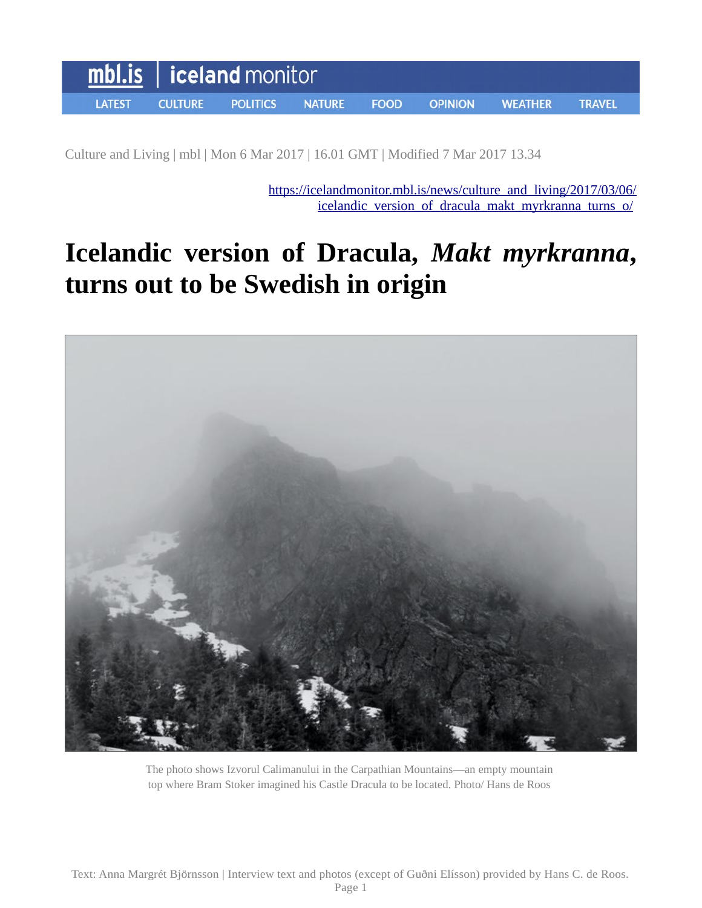mbl.is | iceland monitor

LATEST CULTURE POLITICS NATURE FOOD OPINION WEATHER TRAVEL

Culture and Living | mbl | Mon 6 Mar 2017 | 16.01 GMT | Modified 7 Mar 2017 13.34

https://icelandmonitor.mbl.is/news/culture_and_living/2017/03/06/icelandic_version_of_dracula_makt_myrkranna_turns_o/

# Icelandic version of Dracula, *Makt myrkranna*, turns out to be Swedish in origin

The photo shows Izvorul Calimanului in the Carpathian Mountains—an empty mountain top where Bram Stoker imagined his Castle Dracula to be located. Photo/ Hans de Roos

Text: Anna Margrét Björnsson | Interview text and photos (except of Guðni Elísson) provided by Hans C. de Roos.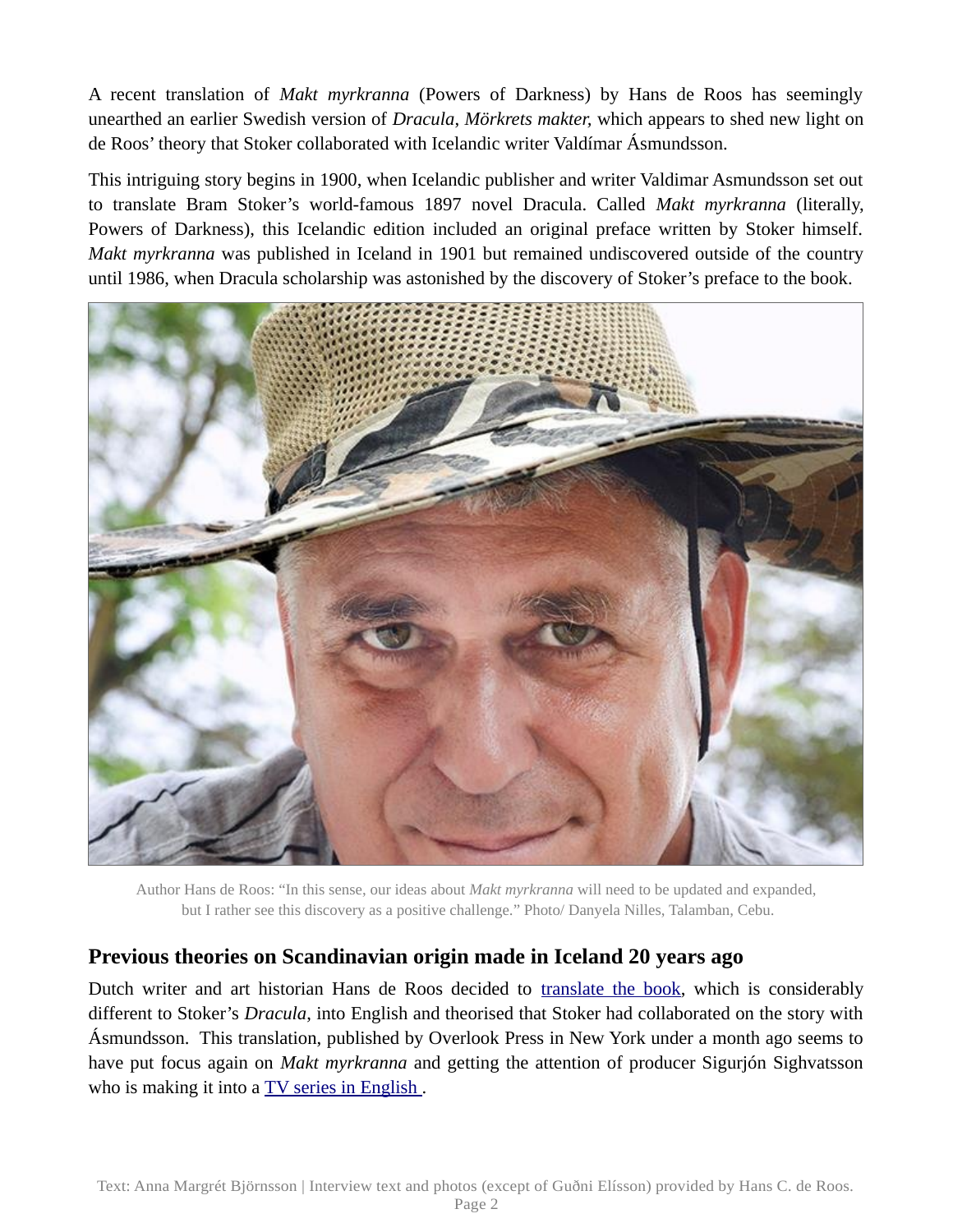A recent translation of *Makt myrkranna* (Powers of Darkness) by Hans de Roos has seemingly unearthed an earlier Swedish version of *Dracula*, *Mörkrets makter,* which appears to shed new light on de Roos' theory that Stoker collaborated with Icelandic writer Valdímar Ásmundsson.

This intriguing story begins in 1900, when Icelandic publisher and writer Valdimar Asmundsson set out to translate Bram Stoker's world-famous 1897 novel Dracula. Called *Makt myrkranna* (literally, Powers of Darkness), this Icelandic edition included an original preface written by Stoker himself. *Makt myrkranna* was published in Iceland in 1901 but remained undiscovered outside of the country until 1986, when Dracula scholarship was astonished by the discovery of Stoker's preface to the book.

Author Hans de Roos: "In this sense, our ideas about *Makt myrkranna* will need to be updated and expanded, but I rather see this discovery as a positive challenge." Photo/ Danyela Nilles, Talamban, Cebu.

## Previous theories on Scandinavian origin made in Iceland 20 years ago

Dutch writer and art historian Hans de Roos decided to translate the book, which is considerably different to Stoker's *Dracula*, into English and theorised that Stoker had collaborated on the story with Ásmundsson. This translation, published by Overlook Press in New York under a month ago seems to have put focus again on *Makt myrkranna* and getting the attention of producer Sigurjón Sighvatsson who is making it into a TV series in English .

Text: Anna Margrét Björnsson | Interview text and photos (except of Guðni Elísson) provided by Hans C. de Roos.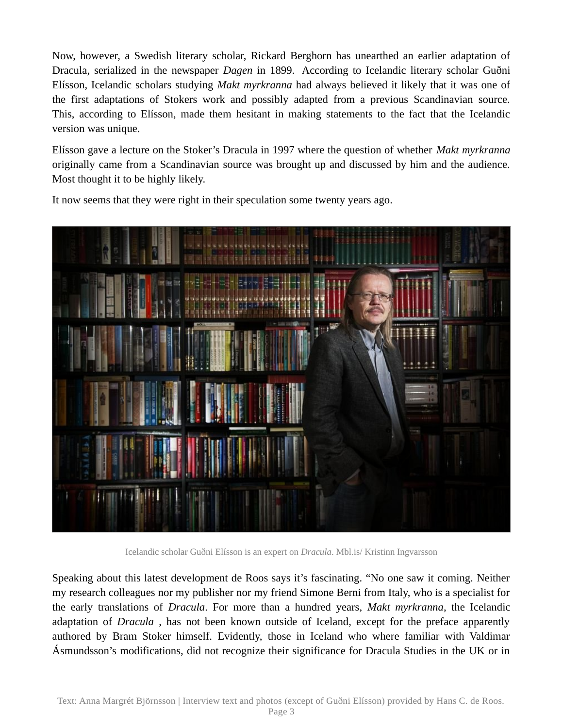Now, however, a Swedish literary scholar, Rickard Berghorn has unearthed an earlier adaptation of Dracula, serialized in the newspaper *Dagen* in 1899. According to Icelandic literary scholar Guðni Elísson, Icelandic scholars studying *Makt myrkranna* had always believed it likely that it was one of the first adaptations of Stokers work and possibly adapted from a previous Scandinavian source. This, according to Elísson, made them hesitant in making statements to the fact that the Icelandic version was unique.

Elísson gave a lecture on the Stoker's Dracula in 1997 where the question of whether *Makt myrkranna* originally came from a Scandinavian source was brought up and discussed by him and the audience. Most thought it to be highly likely.

It now seems that they were right in their speculation some twenty years ago.

Icelandic scholar Guðni Elísson is an expert on *Dracula*. Mbl.is/ Kristinn Ingvarsson

Speaking about this latest development de Roos says it's fascinating. "No one saw it coming. Neither my research colleagues nor my publisher nor my friend Simone Berni from Italy, who is a specialist for the early translations of *Dracula*. For more than a hundred years, *Makt myrkranna*, the Icelandic adaptation of *Dracula* , has not been known outside of Iceland, except for the preface apparently authored by Bram Stoker himself. Evidently, those in Iceland who where familiar with Valdimar Ásmundsson's modifications, did not recognize their significance for Dracula Studies in the UK or in

Text: Anna Margrét Björnsson | Interview text and photos (except of Guðni Elísson) provided by Hans C. de Roos.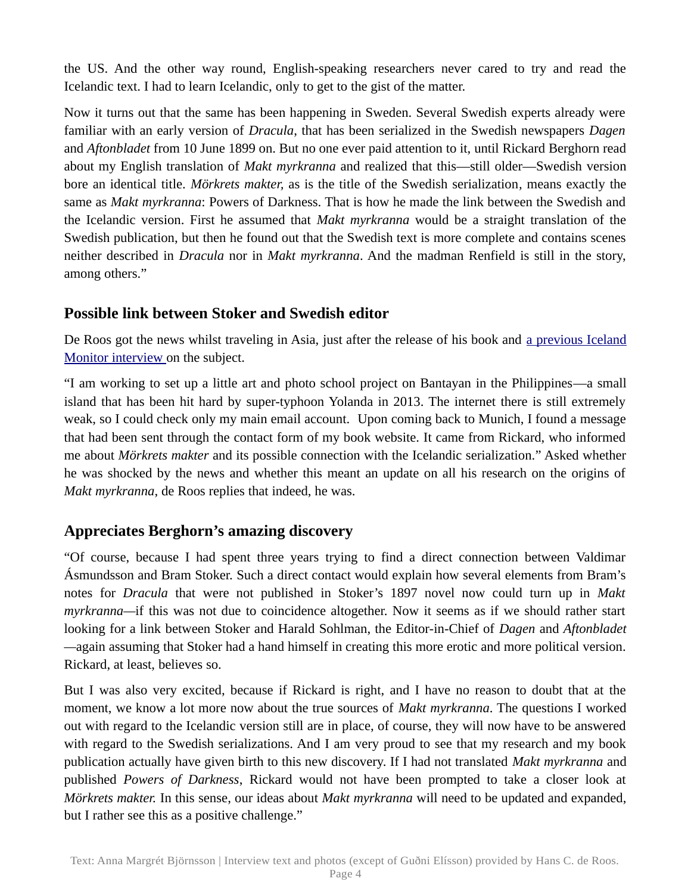the US. And the other way round, English-speaking researchers never cared to try and read the Icelandic text. I had to learn Icelandic, only to get to the gist of the matter.

Now it turns out that the same has been happening in Sweden. Several Swedish experts already were familiar with an early version of *Dracula*, that has been serialized in the Swedish newspapers *Dagen* and *Aftonbladet* from 10 June 1899 on. But no one ever paid attention to it, until Rickard Berghorn read about my English translation of *Makt myrkranna* and realized that this—still older—Swedish version bore an identical title. *Mörkrets makter*, as is the title of the Swedish serialization, means exactly the same as *Makt myrkranna*: Powers of Darkness. That is how he made the link between the Swedish and the Icelandic version. First he assumed that *Makt myrkranna* would be a straight translation of the Swedish publication, but then he found out that the Swedish text is more complete and contains scenes neither described in *Dracula* nor in *Makt myrkranna*. And the madman Renfield is still in the story, among others."

## Possible link between Stoker and Swedish editor

De Roos got the news whilst traveling in Asia, just after the release of his book and [a previous Iceland Monitor interview](#) on the subject.

"I am working to set up a little art and photo school project on Bantayan in the Philippines—a small island that has been hit hard by super-typhoon Yolanda in 2013. The internet there is still extremely weak, so I could check only my main email account. Upon coming back to Munich, I found a message that had been sent through the contact form of my book website. It came from Rickard, who informed me about *Mörkrets makter* and its possible connection with the Icelandic serialization." Asked whether he was shocked by the news and whether this meant an update on all his research on the origins of *Makt myrkranna*, de Roos replies that indeed, he was.

## Appreciates Berghorn's amazing discovery

"Of course, because I had spent three years trying to find a direct connection between Valdimar Ásmundsson and Bram Stoker. Such a direct contact would explain how several elements from Bram's notes for *Dracula* that were not published in Stoker's 1897 novel now could turn up in *Makt myrkranna*—if this was not due to coincidence altogether. Now it seems as if we should rather start looking for a link between Stoker and Harald Sohlman, the Editor-in-Chief of *Dagen* and *Aftonbladet*—again assuming that Stoker had a hand himself in creating this more erotic and more political version. Rickard, at least, believes so.

But I was also very excited, because if Rickard is right, and I have no reason to doubt that at the moment, we know a lot more now about the true sources of *Makt myrkranna*. The questions I worked out with regard to the Icelandic version still are in place, of course, they will now have to be answered with regard to the Swedish serializations. And I am very proud to see that my research and my book publication actually have given birth to this new discovery. If I had not translated *Makt myrkranna* and published *Powers of Darkness*, Rickard would not have been prompted to take a closer look at *Mörkrets makter.* In this sense, our ideas about *Makt myrkranna* will need to be updated and expanded, but I rather see this as a positive challenge."

Text: Anna Margrét Björnsson | Interview text and photos (except of Guðni Elísson) provided by Hans C. de Roos.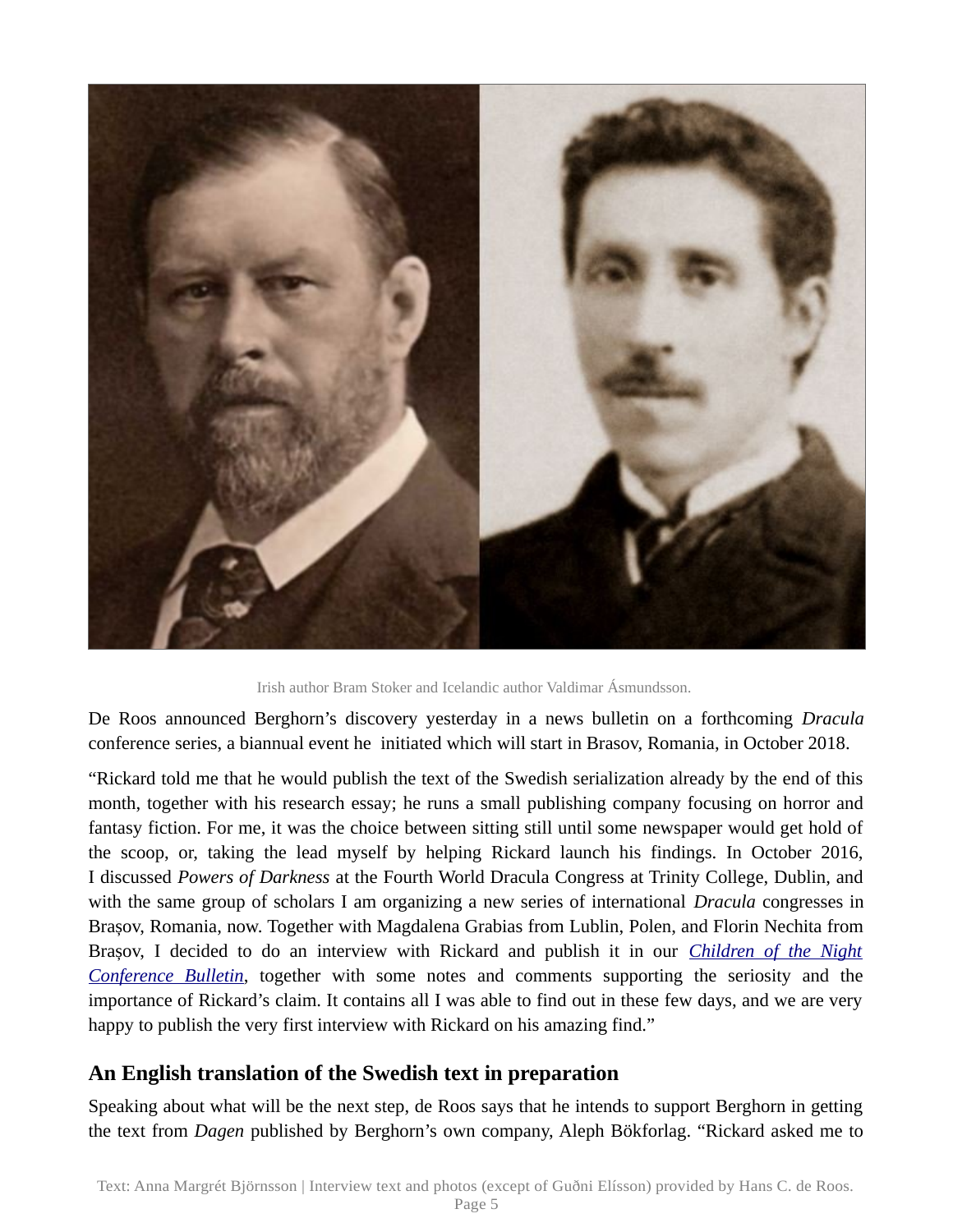Irish author Bram Stoker and Icelandic author Valdimar Ásmundsson.

De Roos announced Berghorn's discovery yesterday in a news bulletin on a forthcoming *Dracula* conference series, a biannual event he initiated which will start in Brasov, Romania, in October 2018.

"Rickard told me that he would publish the text of the Swedish serialization already by the end of this month, together with his research essay; he runs a small publishing company focusing on horror and fantasy fiction. For me, it was the choice between sitting still until some newspaper would get hold of the scoop, or, taking the lead myself by helping Rickard launch his findings. In October 2016, I discussed *Powers of Darkness* at the Fourth World Dracula Congress at Trinity College, Dublin, and with the same group of scholars I am organizing a new series of international *Dracula* congresses in Brașov, Romania, now. Together with Magdalena Grabias from Lublin, Polen, and Florin Nechita from Brașov, I decided to do an interview with Rickard and publish it in our *Children of the Night Conference Bulletin*, together with some notes and comments supporting the seriosity and the importance of Rickard's claim. It contains all I was able to find out in these few days, and we are very happy to publish the very first interview with Rickard on his amazing find."

## An English translation of the Swedish text in preparation

Speaking about what will be the next step, de Roos says that he intends to support Berghorn in getting the text from *Dagen* published by Berghorn's own company, Aleph Bökforlag. "Rickard asked me to

Text: Anna Margrét Björnsson | Interview text and photos (except of Guðni Elísson) provided by Hans C. de Roos.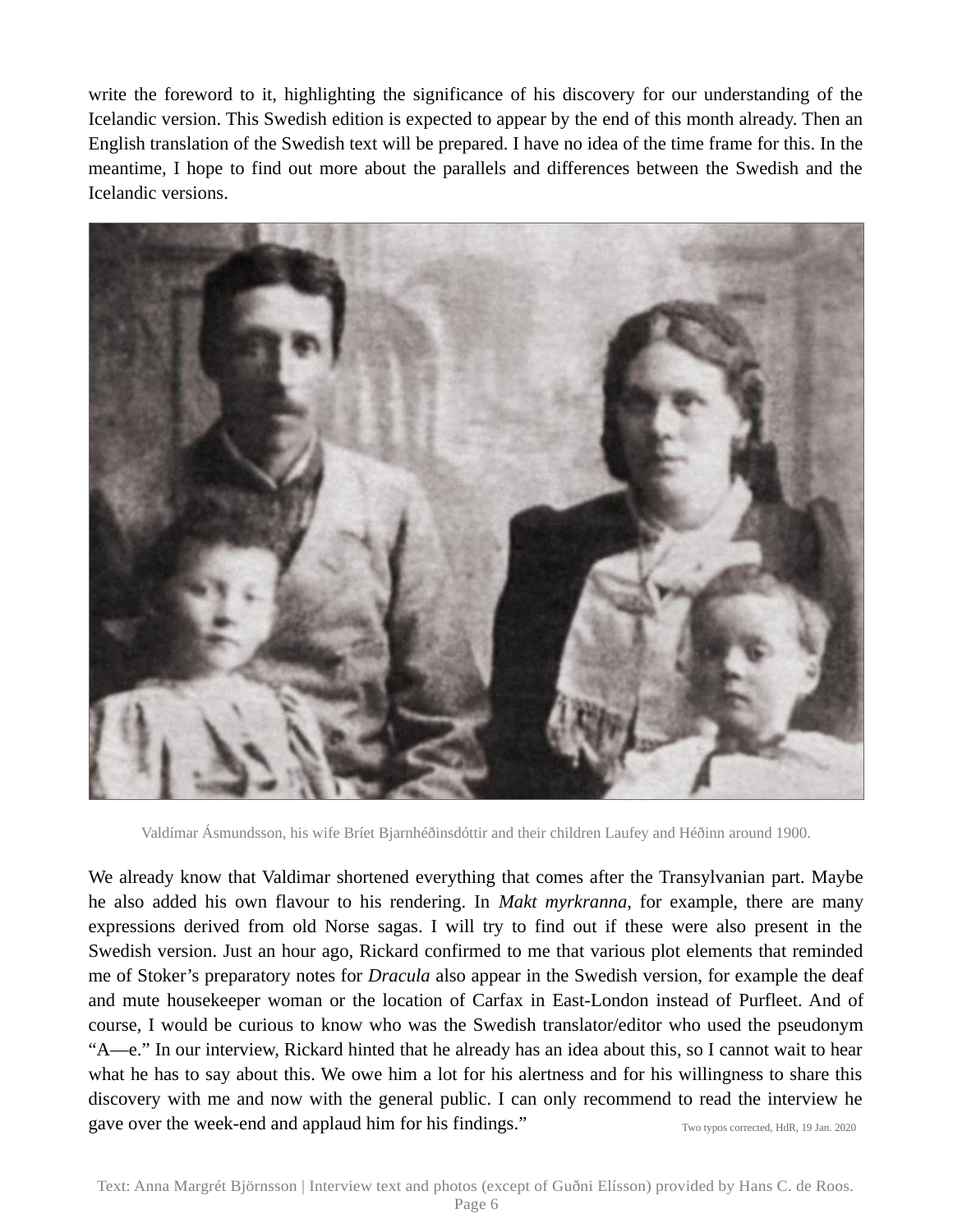write the foreword to it, highlighting the significance of his discovery for our understanding of the Icelandic version. This Swedish edition is expected to appear by the end of this month already. Then an English translation of the Swedish text will be prepared. I have no idea of the time frame for this. In the meantime, I hope to find out more about the parallels and differences between the Swedish and the Icelandic versions.

Valdímar Ásmundsson, his wife Bríet Bjarnhéðinsdóttir and their children Laufey and Héðinn around 1900.

We already know that Valdimar shortened everything that comes after the Transylvanian part. Maybe he also added his own flavour to his rendering. In *Makt myrkranna*, for example, there are many expressions derived from old Norse sagas. I will try to find out if these were also present in the Swedish version. Just an hour ago, Rickard confirmed to me that various plot elements that reminded me of Stoker's preparatory notes for *Dracula* also appear in the Swedish version, for example the deaf and mute housekeeper woman or the location of Carfax in East-London instead of Purfleet. And of course, I would be curious to know who was the Swedish translator/editor who used the pseudonym "A—e." In our interview, Rickard hinted that he already has an idea about this, so I cannot wait to hear what he has to say about this. We owe him a lot for his alertness and for his willingness to share this discovery with me and now with the general public. I can only recommend to read the interview he gave over the week-end and applaud him for his findings."

Two typos corrected, HdR, 19 Jan. 2020

Text: Anna Margrét Björnsson | Interview text and photos (except of Guðni Elísson) provided by Hans C. de Roos.